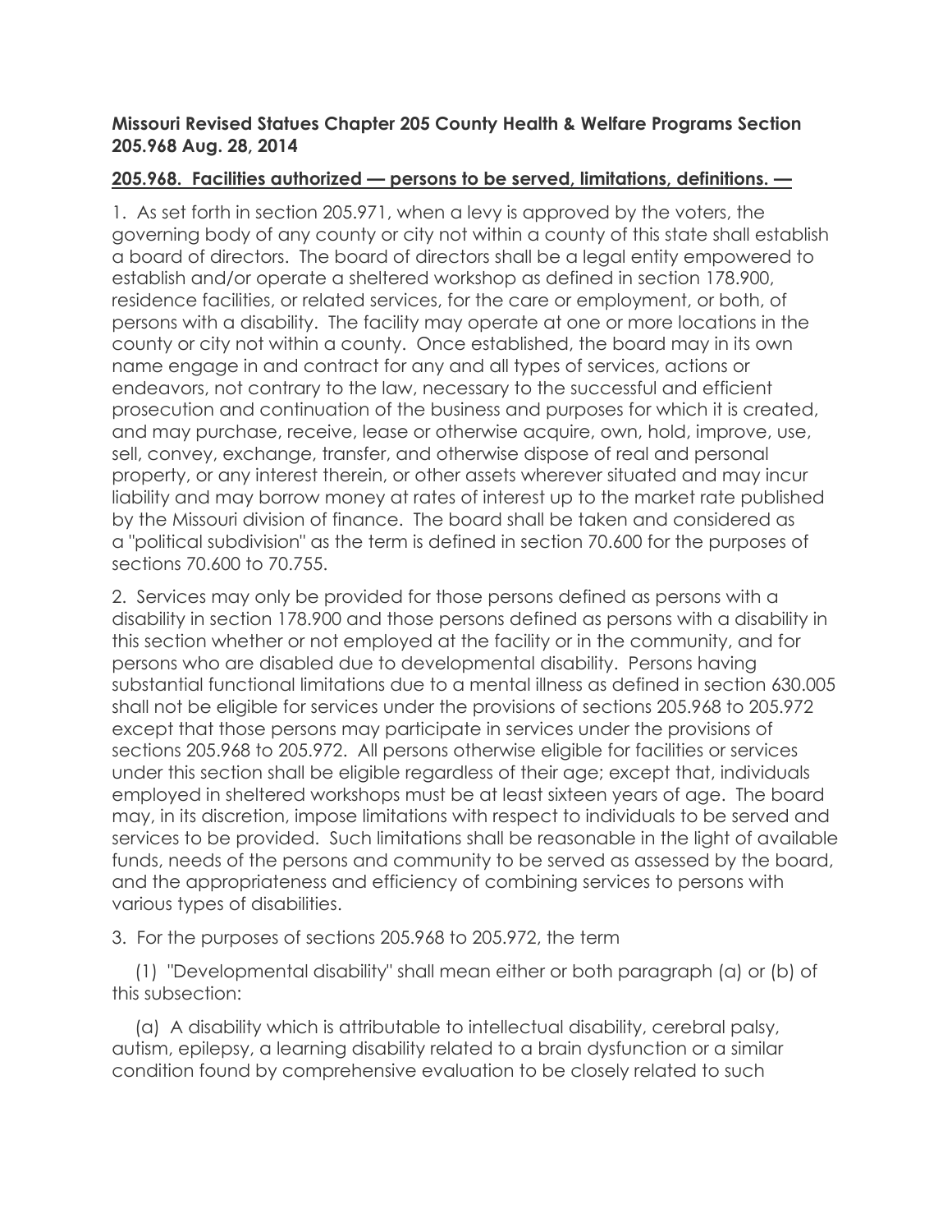**Missouri Revised Statues Chapter 205 County Health & Welfare Programs Section 205.968 Aug. 28, 2014**

**205.968. Facilities authorized — persons to be served, limitations, definitions. —**

1. As set forth in section 205.971, when a levy is approved by the voters, the governing body of any county or city not within a county of this state shall establish a board of directors. The board of directors shall be a legal entity empowered to establish and/or operate a sheltered workshop as defined in section 178.900, residence facilities, or related services, for the care or employment, or both, of persons with a disability. The facility may operate at one or more locations in the county or city not within a county. Once established, the board may in its own name engage in and contract for any and all types of services, actions or endeavors, not contrary to the law, necessary to the successful and efficient prosecution and continuation of the business and purposes for which it is created, and may purchase, receive, lease or otherwise acquire, own, hold, improve, use, sell, convey, exchange, transfer, and otherwise dispose of real and personal property, or any interest therein, or other assets wherever situated and may incur liability and may borrow money at rates of interest up to the market rate published by the Missouri division of finance. The board shall be taken and considered as a "political subdivision" as the term is defined in section 70.600 for the purposes of sections 70.600 to 70.755.

2. Services may only be provided for those persons defined as persons with a disability in section 178.900 and those persons defined as persons with a disability in this section whether or not employed at the facility or in the community, and for persons who are disabled due to developmental disability. Persons having substantial functional limitations due to a mental illness as defined in section 630.005 shall not be eligible for services under the provisions of sections 205.968 to 205.972 except that those persons may participate in services under the provisions of sections 205.968 to 205.972. All persons otherwise eligible for facilities or services under this section shall be eligible regardless of their age; except that, individuals employed in sheltered workshops must be at least sixteen years of age. The board may, in its discretion, impose limitations with respect to individuals to be served and services to be provided. Such limitations shall be reasonable in the light of available funds, needs of the persons and community to be served as assessed by the board, and the appropriateness and efficiency of combining services to persons with various types of disabilities.

3. For the purposes of sections 205.968 to 205.972, the term

(1) "Developmental disability" shall mean either or both paragraph (a) or (b) of this subsection:

(a) A disability which is attributable to intellectual disability, cerebral palsy, autism, epilepsy, a learning disability related to a brain dysfunction or a similar condition found by comprehensive evaluation to be closely related to such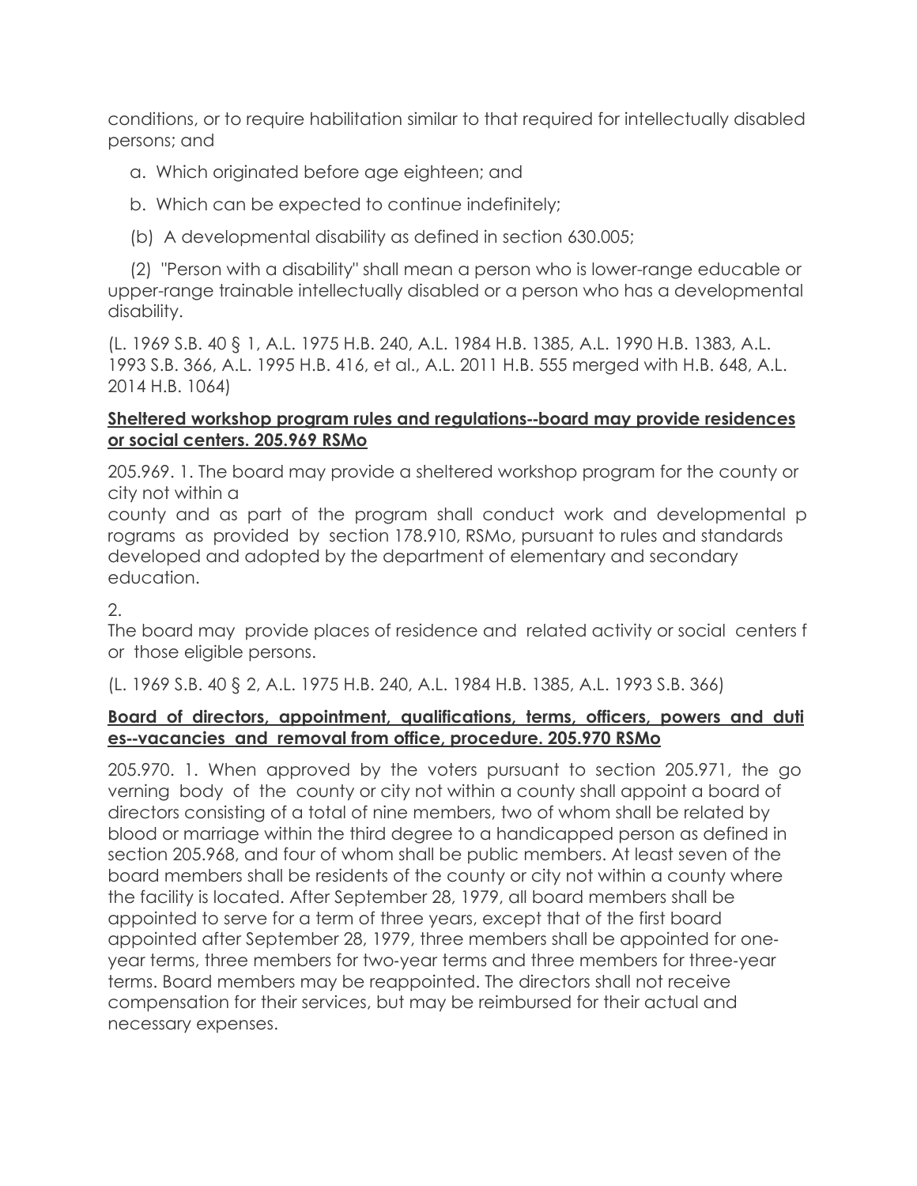conditions, or to require habilitation similar to that required for intellectually disabled persons; and

a. Which originated before age eighteen; and

b. Which can be expected to continue indefinitely;

(b) A developmental disability as defined in section 630.005;

(2) "Person with a disability" shall mean a person who is lower-range educable or upper-range trainable intellectually disabled or a person who has a developmental disability.

(L. 1969 S.B. 40 § 1, A.L. 1975 H.B. 240, A.L. 1984 H.B. 1385, A.L. 1990 H.B. 1383, A.L. 1993 S.B. 366, A.L. 1995 H.B. 416, et al., A.L. 2011 H.B. 555 merged with H.B. 648, A.L. 2014 H.B. 1064)

**Sheltered workshop program rules and regulations--board may provide residences or social centers. 205.969 RSMo**

205.969. 1. The board may provide a sheltered workshop program for the county or city not within a county and as part of the program shall conduct work and developmental programs as provided by section 178.910, RSMo, pursuant to rules and standards developed and adopted by the department of elementary and secondary education.

2. The board may provide places of residence and related activity or social centers for those eligible persons.

(L. 1969 S.B. 40 § 2, A.L. 1975 H.B. 240, A.L. 1984 H.B. 1385, A.L. 1993 S.B. 366)

**Board of directors, appointment, qualifications, terms, officers, powers and duties--vacancies and removal from office, procedure. 205.970 RSMo**

205.970. 1. When approved by the voters pursuant to section 205.971, the governing body of the county or city not within a county shall appoint a board of directors consisting of a total of nine members, two of whom shall be related by blood or marriage within the third degree to a handicapped person as defined in section 205.968, and four of whom shall be public members. At least seven of the board members shall be residents of the county or city not within a county where the facility is located. After September 28, 1979, all board members shall be appointed to serve for a term of three years, except that of the first board appointed after September 28, 1979, three members shall be appointed for one-year terms, three members for two-year terms and three members for three-year terms. Board members may be reappointed. The directors shall not receive compensation for their services, but may be reimbursed for their actual and necessary expenses.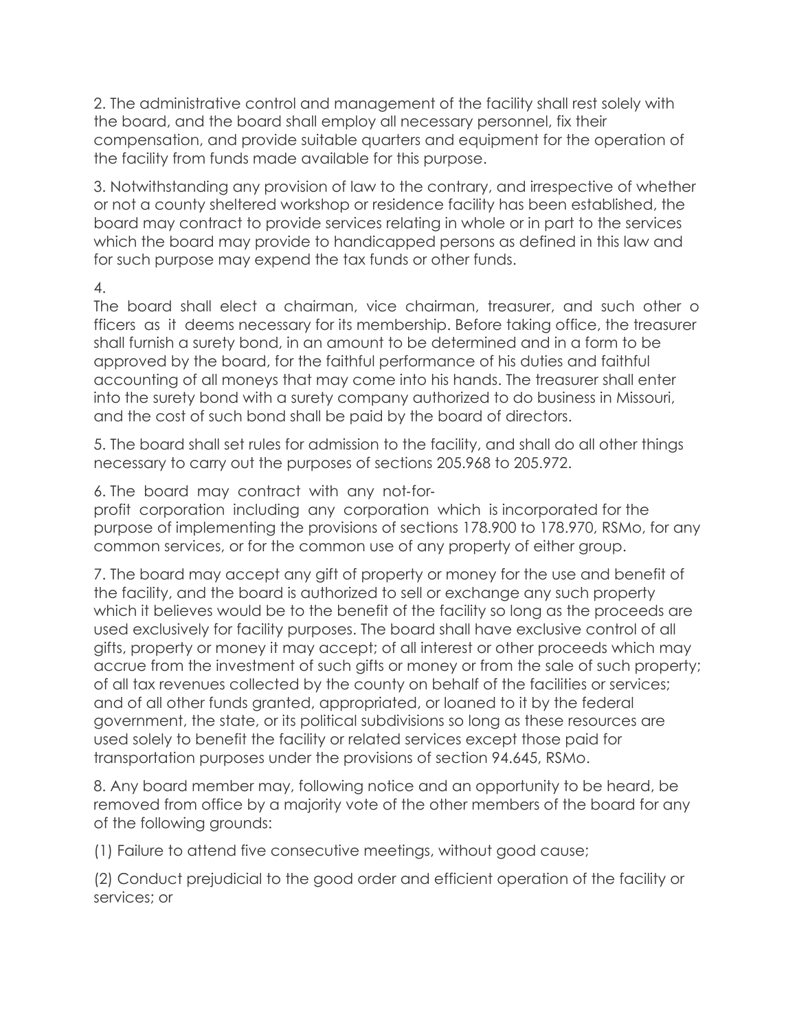2. The administrative control and management of the facility shall rest solely with the board, and the board shall employ all necessary personnel, fix their compensation, and provide suitable quarters and equipment for the operation of the facility from funds made available for this purpose.

3. Notwithstanding any provision of law to the contrary, and irrespective of whether or not a county sheltered workshop or residence facility has been established, the board may contract to provide services relating in whole or in part to the services which the board may provide to handicapped persons as defined in this law and for such purpose may expend the tax funds or other funds.

4. The board shall elect a chairman, vice chairman, treasurer, and such other officers as it deems necessary for its membership. Before taking office, the treasurer shall furnish a surety bond, in an amount to be determined and in a form to be approved by the board, for the faithful performance of his duties and faithful accounting of all moneys that may come into his hands. The treasurer shall enter into the surety bond with a surety company authorized to do business in Missouri, and the cost of such bond shall be paid by the board of directors.

5. The board shall set rules for admission to the facility, and shall do all other things necessary to carry out the purposes of sections 205.968 to 205.972.

6. The board may contract with any not-for-profit corporation including any corporation which is incorporated for the purpose of implementing the provisions of sections 178.900 to 178.970, RSMo, for any common services, or for the common use of any property of either group.

7. The board may accept any gift of property or money for the use and benefit of the facility, and the board is authorized to sell or exchange any such property which it believes would be to the benefit of the facility so long as the proceeds are used exclusively for facility purposes. The board shall have exclusive control of all gifts, property or money it may accept; of all interest or other proceeds which may accrue from the investment of such gifts or money or from the sale of such property; of all tax revenues collected by the county on behalf of the facilities or services; and of all other funds granted, appropriated, or loaned to it by the federal government, the state, or its political subdivisions so long as these resources are used solely to benefit the facility or related services except those paid for transportation purposes under the provisions of section 94.645, RSMo.

8. Any board member may, following notice and an opportunity to be heard, be removed from office by a majority vote of the other members of the board for any of the following grounds:

(1) Failure to attend five consecutive meetings, without good cause;

(2) Conduct prejudicial to the good order and efficient operation of the facility or services; or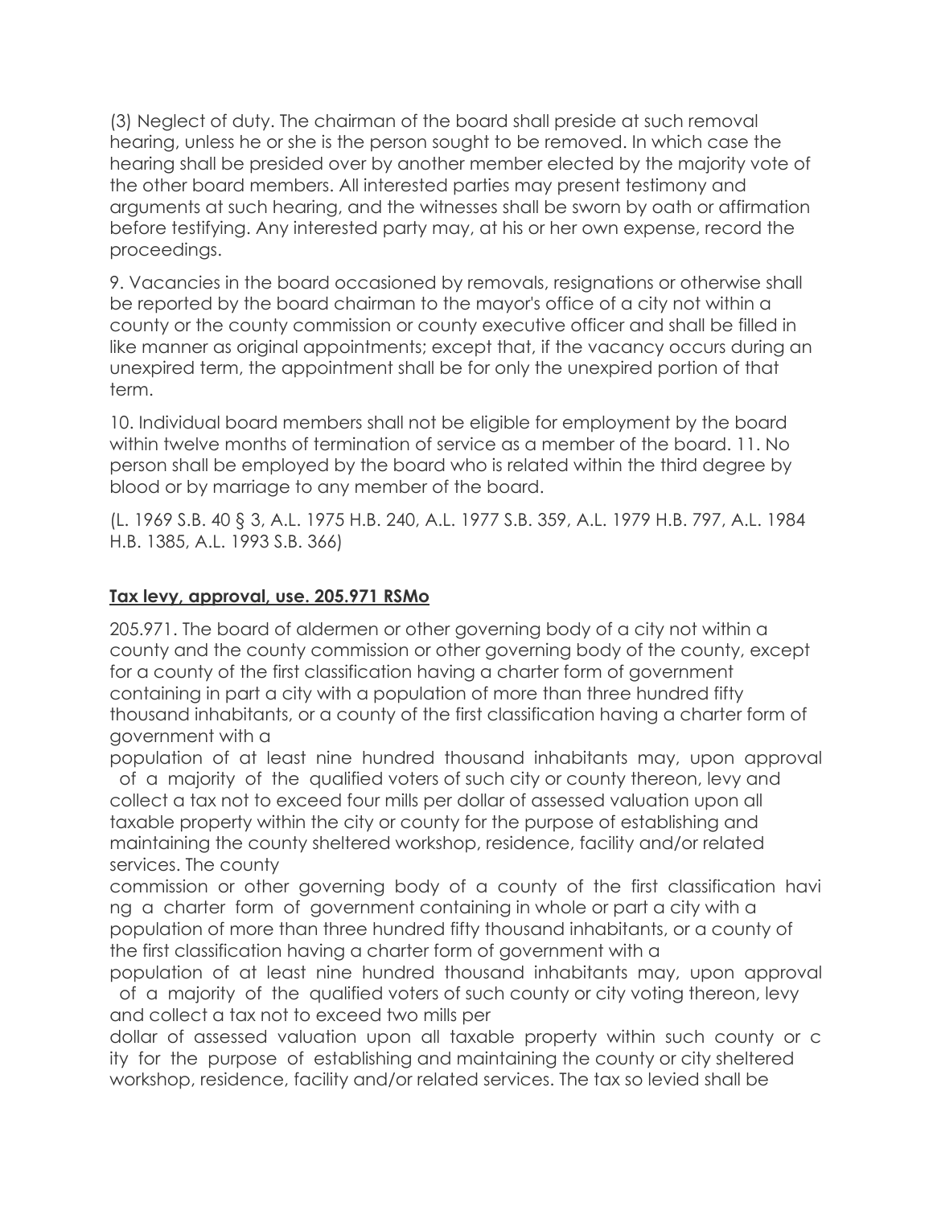(3) Neglect of duty. The chairman of the board shall preside at such removal hearing, unless he or she is the person sought to be removed. In which case the hearing shall be presided over by another member elected by the majority vote of the other board members. All interested parties may present testimony and arguments at such hearing, and the witnesses shall be sworn by oath or affirmation before testifying. Any interested party may, at his or her own expense, record the proceedings.

9. Vacancies in the board occasioned by removals, resignations or otherwise shall be reported by the board chairman to the mayor's office of a city not within a county or the county commission or county executive officer and shall be filled in like manner as original appointments; except that, if the vacancy occurs during an unexpired term, the appointment shall be for only the unexpired portion of that term.

10. Individual board members shall not be eligible for employment by the board within twelve months of termination of service as a member of the board. 11. No person shall be employed by the board who is related within the third degree by blood or by marriage to any member of the board.

(L. 1969 S.B. 40 § 3, A.L. 1975 H.B. 240, A.L. 1977 S.B. 359, A.L. 1979 H.B. 797, A.L. 1984 H.B. 1385, A.L. 1993 S.B. 366)

## **Tax levy, approval, use. 205.971 RSMo**

205.971. The board of aldermen or other governing body of a city not within a county and the county commission or other governing body of the county, except for a county of the first classification having a charter form of government containing in part a city with a population of more than three hundred fifty thousand inhabitants, or a county of the first classification having a charter form of government with a population of at least nine hundred thousand inhabitants may, upon approval of a majority of the qualified voters of such city or county thereon, levy and collect a tax not to exceed four mills per dollar of assessed valuation upon all taxable property within the city or county for the purpose of establishing and maintaining the county sheltered workshop, residence, facility and/or related services. The county commission or other governing body of a county of the first classification having a charter form of government containing in whole or part a city with a population of more than three hundred fifty thousand inhabitants, or a county of the first classification having a charter form of government with a population of at least nine hundred thousand inhabitants may, upon approval of a majority of the qualified voters of such county or city voting thereon, levy and collect a tax not to exceed two mills per dollar of assessed valuation upon all taxable property within such county or city for the purpose of establishing and maintaining the county or city sheltered workshop, residence, facility and/or related services. The tax so levied shall be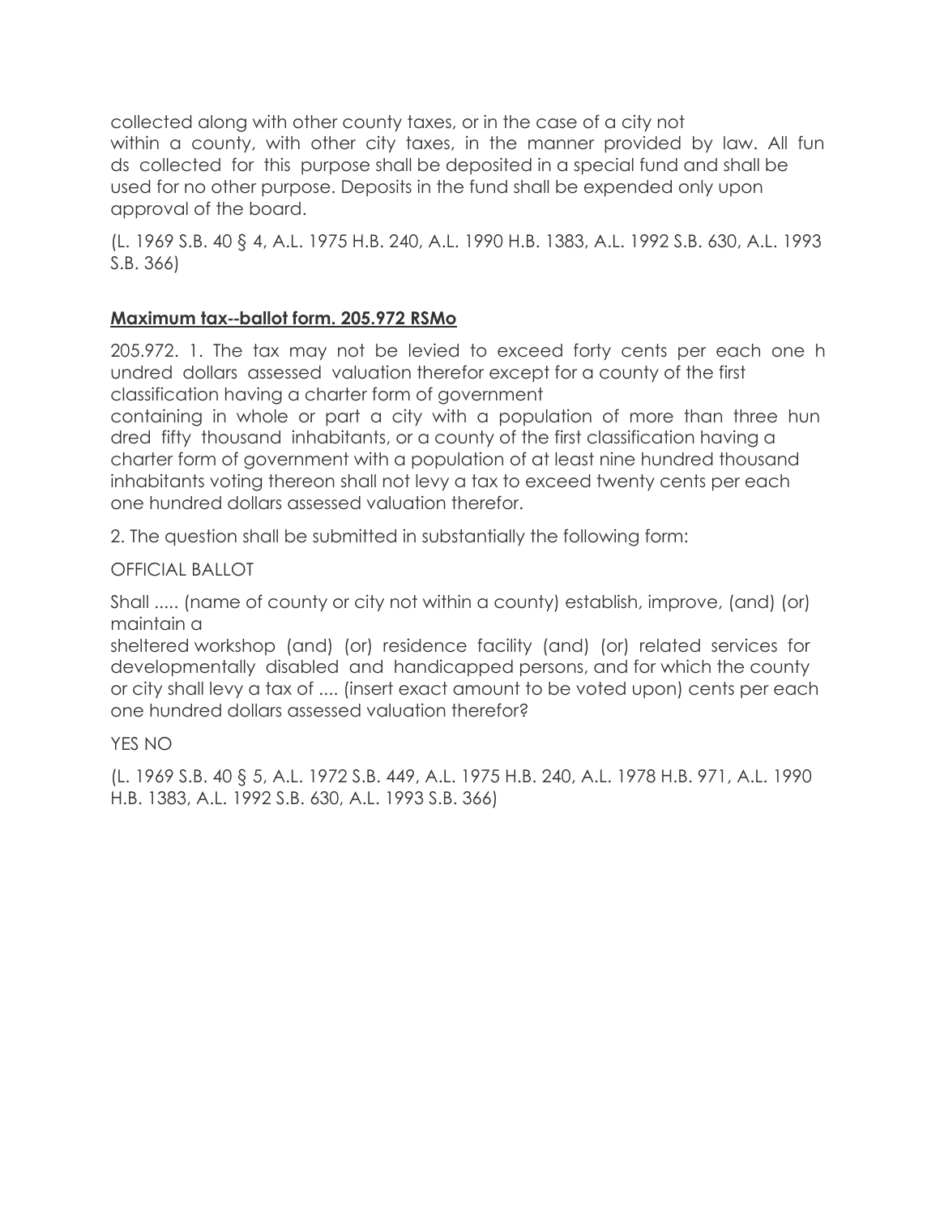collected along with other county taxes, or in the case of a city not within a county, with other city taxes, in the manner provided by law. All funds collected for this purpose shall be deposited in a special fund and shall be used for no other purpose. Deposits in the fund shall be expended only upon approval of the board.

(L. 1969 S.B. 40 § 4, A.L. 1975 H.B. 240, A.L. 1990 H.B. 1383, A.L. 1992 S.B. 630, A.L. 1993 S.B. 366)

**Maximum tax--ballot form. 205.972 RSMo**

205.972. 1. The tax may not be levied to exceed forty cents per each one hundred dollars assessed valuation therefor except for a county of the first classification having a charter form of government containing in whole or part a city with a population of more than three hundred fifty thousand inhabitants, or a county of the first classification having a charter form of government with a population of at least nine hundred thousand inhabitants voting thereon shall not levy a tax to exceed twenty cents per each one hundred dollars assessed valuation therefor.

2. The question shall be submitted in substantially the following form:

OFFICIAL BALLOT

Shall ..... (name of county or city not within a county) establish, improve, (and) (or) maintain a sheltered workshop (and) (or) residence facility (and) (or) related services for developmentally disabled and handicapped persons, and for which the county or city shall levy a tax of .... (insert exact amount to be voted upon) cents per each one hundred dollars assessed valuation therefor?

YES NO

(L. 1969 S.B. 40 § 5, A.L. 1972 S.B. 449, A.L. 1975 H.B. 240, A.L. 1978 H.B. 971, A.L. 1990 H.B. 1383, A.L. 1992 S.B. 630, A.L. 1993 S.B. 366)